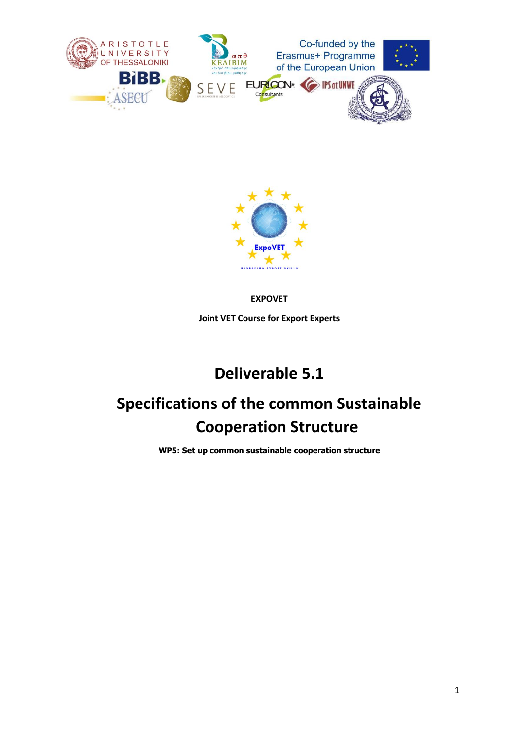**EXPOVET**

**Joint VET Course for Export Experts**

# Deliverable 5.1

# Specifications of the common Sustainable Cooperation Structure

**WP5: Set up common sustainable cooperation structure**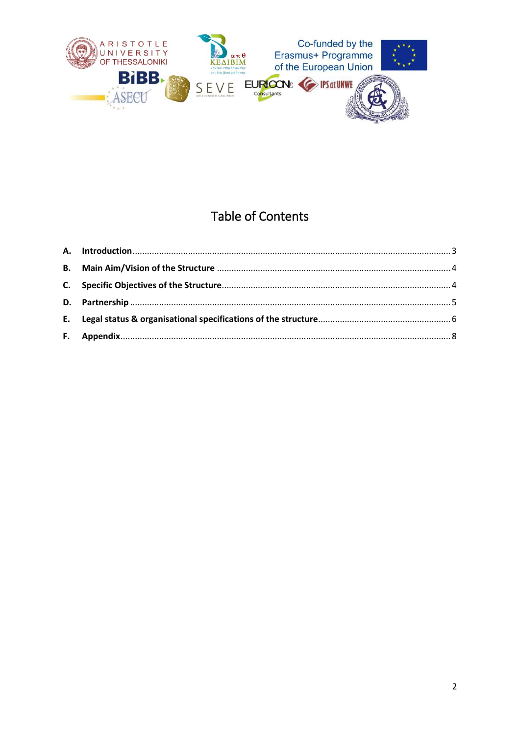# Table of Contents

A. **Introduction** .......... 3

B. **Main Aim/Vision of the Structure** .......... 4

C. **Specific Objectives of the Structure** .......... 4

D. **Partnership** .......... 5

E. **Legal status & organisational specifications of the structure** .......... 6

F. **Appendix** .......... 8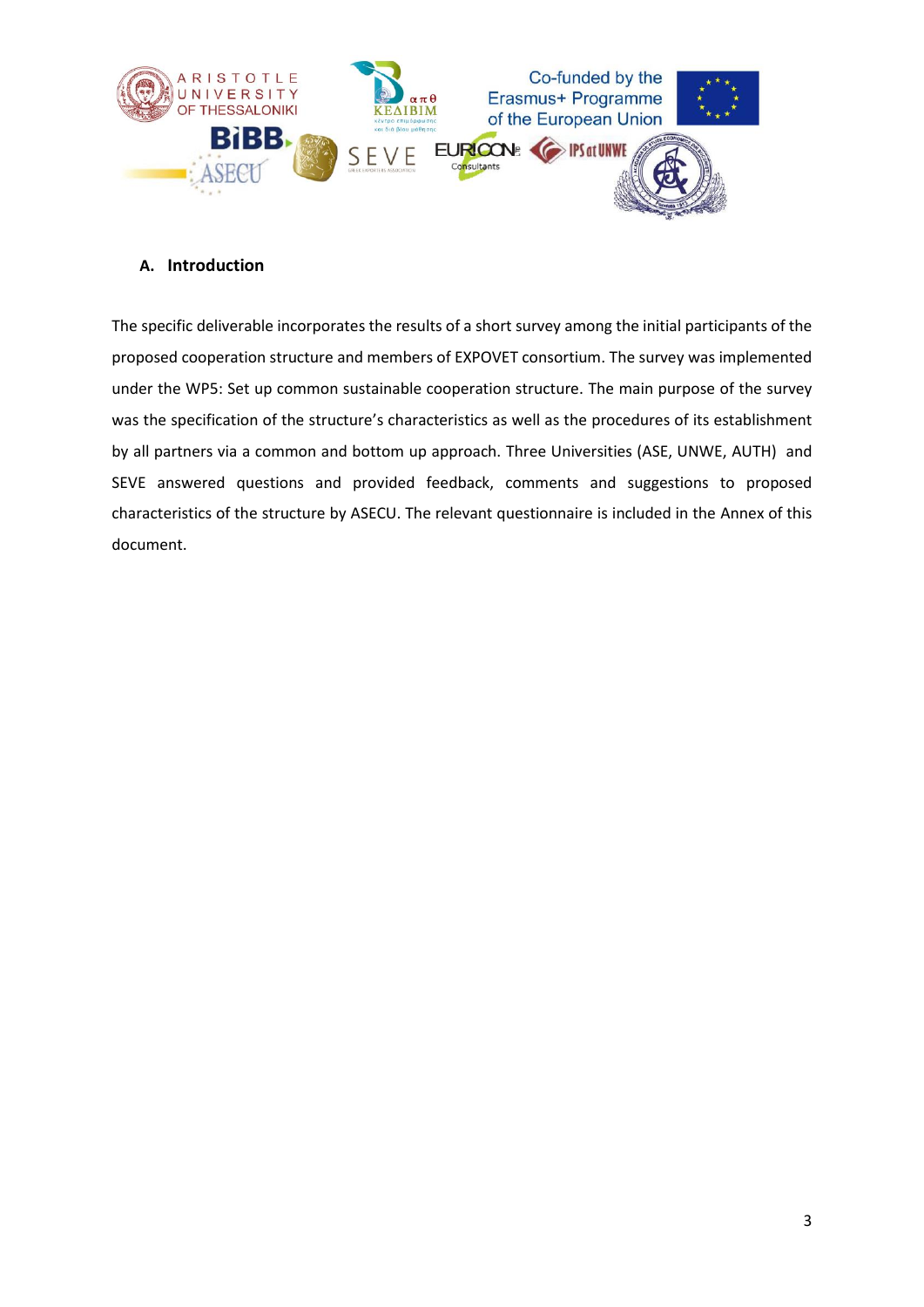## A. Introduction

The specific deliverable incorporates the results of a short survey among the initial participants of the proposed cooperation structure and members of EXPOVET consortium. The survey was implemented under the WP5: Set up common sustainable cooperation structure. The main purpose of the survey was the specification of the structure's characteristics as well as the procedures of its establishment by all partners via a common and bottom up approach. Three Universities (ASE, UNWE, AUTH) and SEVE answered questions and provided feedback, comments and suggestions to proposed characteristics of the structure by ASECU. The relevant questionnaire is included in the Annex of this document.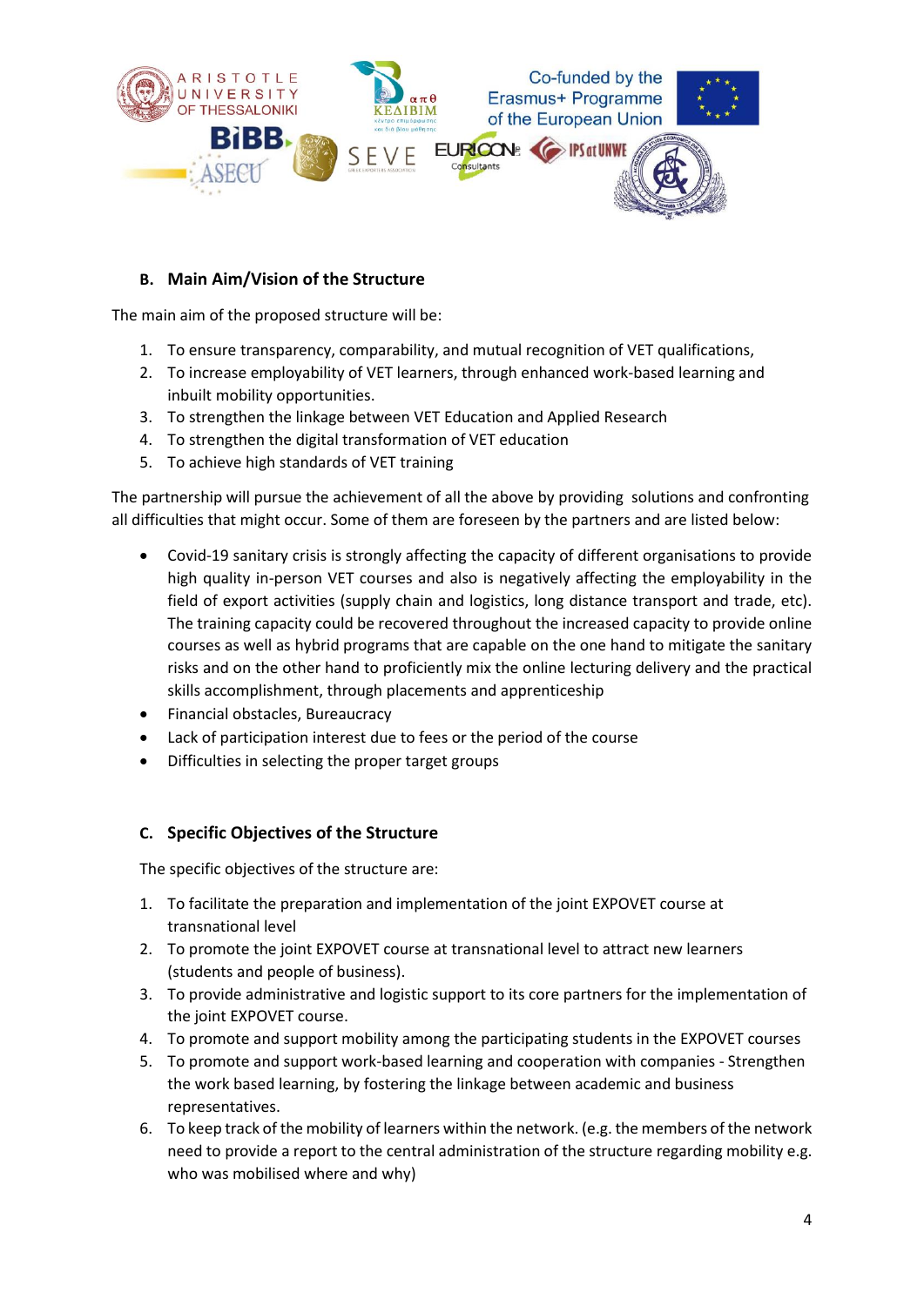## B. Main Aim/Vision of the Structure

The main aim of the proposed structure will be:

1. To ensure transparency, comparability, and mutual recognition of VET qualifications,
2. To increase employability of VET learners, through enhanced work-based learning and inbuilt mobility opportunities.
3. To strengthen the linkage between VET Education and Applied Research
4. To strengthen the digital transformation of VET education
5. To achieve high standards of VET training

The partnership will pursue the achievement of all the above by providing solutions and confronting all difficulties that might occur. Some of them are foreseen by the partners and are listed below:

- Covid-19 sanitary crisis is strongly affecting the capacity of different organisations to provide high quality in-person VET courses and also is negatively affecting the employability in the field of export activities (supply chain and logistics, long distance transport and trade, etc). The training capacity could be recovered throughout the increased capacity to provide online courses as well as hybrid programs that are capable on the one hand to mitigate the sanitary risks and on the other hand to proficiently mix the online lecturing delivery and the practical skills accomplishment, through placements and apprenticeship
- Financial obstacles, Bureaucracy
- Lack of participation interest due to fees or the period of the course
- Difficulties in selecting the proper target groups

## C. Specific Objectives of the Structure

The specific objectives of the structure are:

1. To facilitate the preparation and implementation of the joint EXPOVET course at transnational level
2. To promote the joint EXPOVET course at transnational level to attract new learners (students and people of business).
3. To provide administrative and logistic support to its core partners for the implementation of the joint EXPOVET course.
4. To promote and support mobility among the participating students in the EXPOVET courses
5. To promote and support work-based learning and cooperation with companies - Strengthen the work based learning, by fostering the linkage between academic and business representatives.
6. To keep track of the mobility of learners within the network. (e.g. the members of the network need to provide a report to the central administration of the structure regarding mobility e.g. who was mobilised where and why)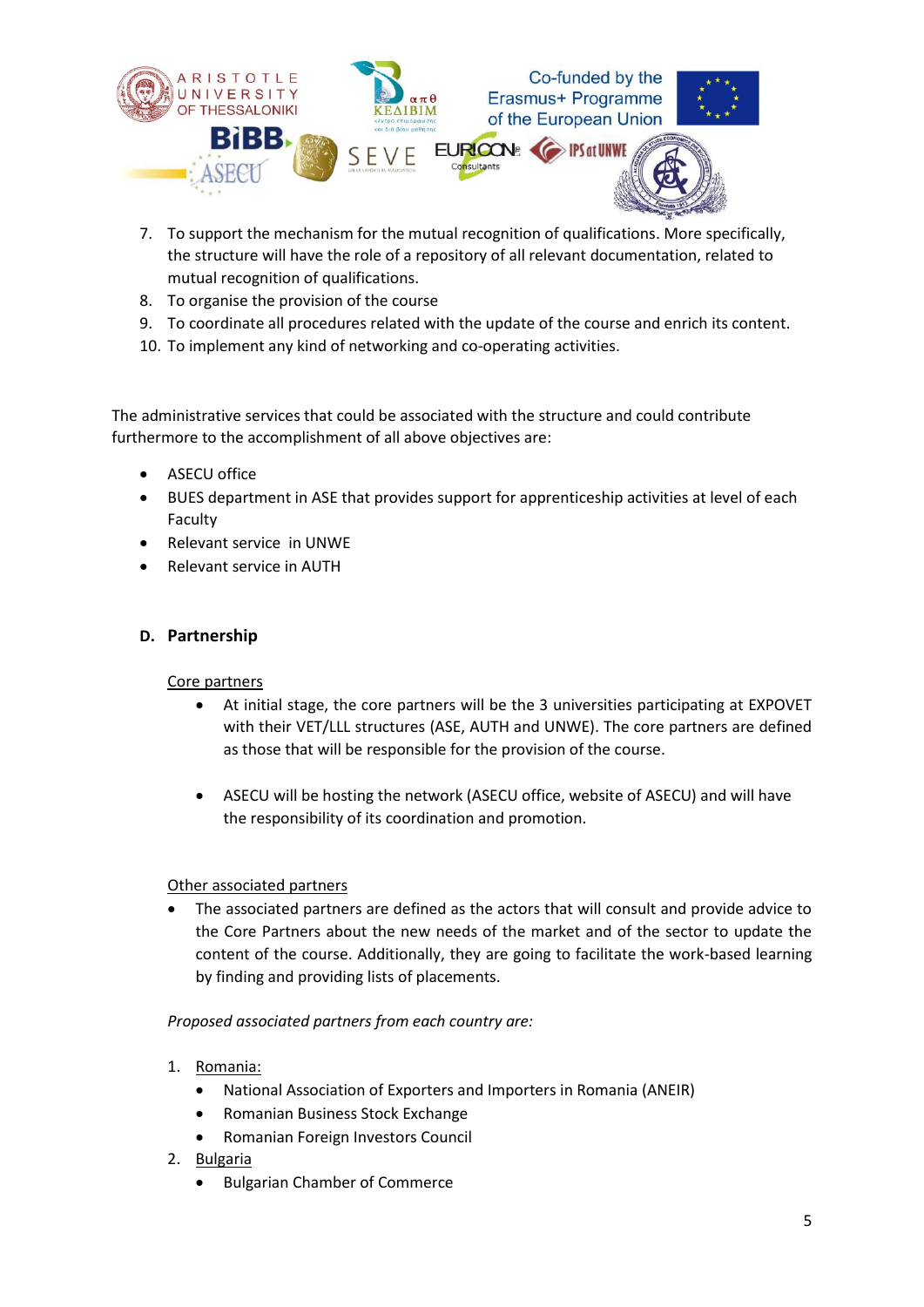7. To support the mechanism for the mutual recognition of qualifications. More specifically, the structure will have the role of a repository of all relevant documentation, related to mutual recognition of qualifications.
8. To organise the provision of the course
9. To coordinate all procedures related with the update of the course and enrich its content.
10. To implement any kind of networking and co-operating activities.

The administrative services that could be associated with the structure and could contribute furthermore to the accomplishment of all above objectives are:

- ASECU office
- BUES department in ASE that provides support for apprenticeship activities at level of each Faculty
- Relevant service in UNWE
- Relevant service in AUTH

## D. Partnership

Core partners

- At initial stage, the core partners will be the 3 universities participating at EXPOVET with their VET/LLL structures (ASE, AUTH and UNWE). The core partners are defined as those that will be responsible for the provision of the course.
- ASECU will be hosting the network (ASECU office, website of ASECU) and will have the responsibility of its coordination and promotion.

Other associated partners

- The associated partners are defined as the actors that will consult and provide advice to the Core Partners about the new needs of the market and of the sector to update the content of the course. Additionally, they are going to facilitate the work-based learning by finding and providing lists of placements.

*Proposed associated partners from each country are:*

1. Romania:
   - National Association of Exporters and Importers in Romania (ANEIR)
   - Romanian Business Stock Exchange
   - Romanian Foreign Investors Council
2. Bulgaria
   - Bulgarian Chamber of Commerce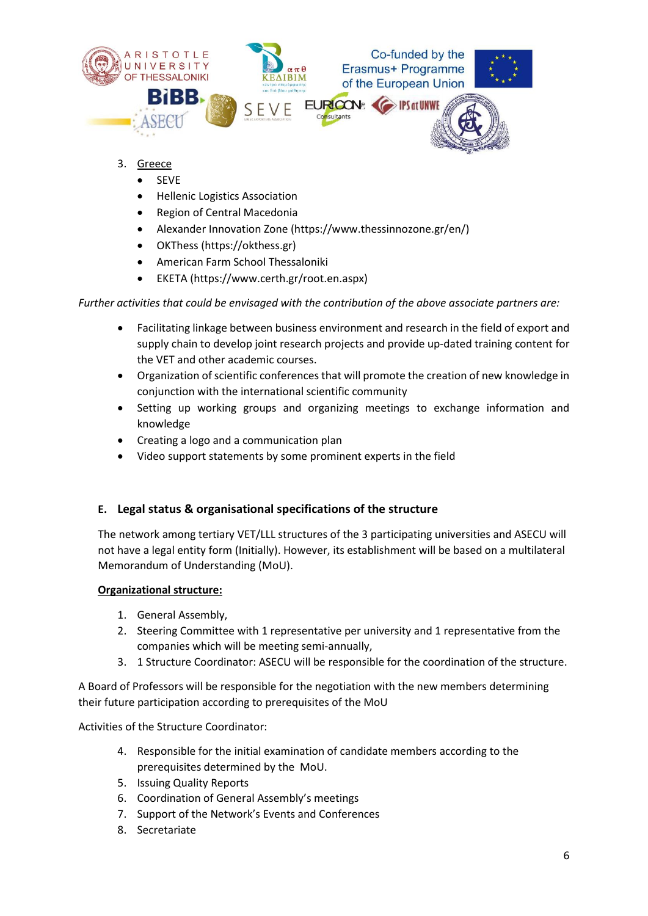3. Greece
    - SEVE
    - Hellenic Logistics Association
    - Region of Central Macedonia
    - Alexander Innovation Zone (https://www.thessinnozone.gr/en/)
    - OKThess (https://okthess.gr)
    - American Farm School Thessaloniki
    - EKETA (https://www.certh.gr/root.en.aspx)

*Further activities that could be envisaged with the contribution of the above associate partners are:*

- Facilitating linkage between business environment and research in the field of export and supply chain to develop joint research projects and provide up-dated training content for the VET and other academic courses.
- Organization of scientific conferences that will promote the creation of new knowledge in conjunction with the international scientific community
- Setting up working groups and organizing meetings to exchange information and knowledge
- Creating a logo and a communication plan
- Video support statements by some prominent experts in the field

## E. Legal status & organisational specifications of the structure

The network among tertiary VET/LLL structures of the 3 participating universities and ASECU will not have a legal entity form (Initially). However, its establishment will be based on a multilateral Memorandum of Understanding (MoU).

**Organizational structure:**

1. General Assembly,
2. Steering Committee with 1 representative per university and 1 representative from the companies which will be meeting semi-annually,
3. 1 Structure Coordinator: ASECU will be responsible for the coordination of the structure.

A Board of Professors will be responsible for the negotiation with the new members determining their future participation according to prerequisites of the MoU

Activities of the Structure Coordinator:

4. Responsible for the initial examination of candidate members according to the prerequisites determined by the MoU.
5. Issuing Quality Reports
6. Coordination of General Assembly's meetings
7. Support of the Network's Events and Conferences
8. Secretariate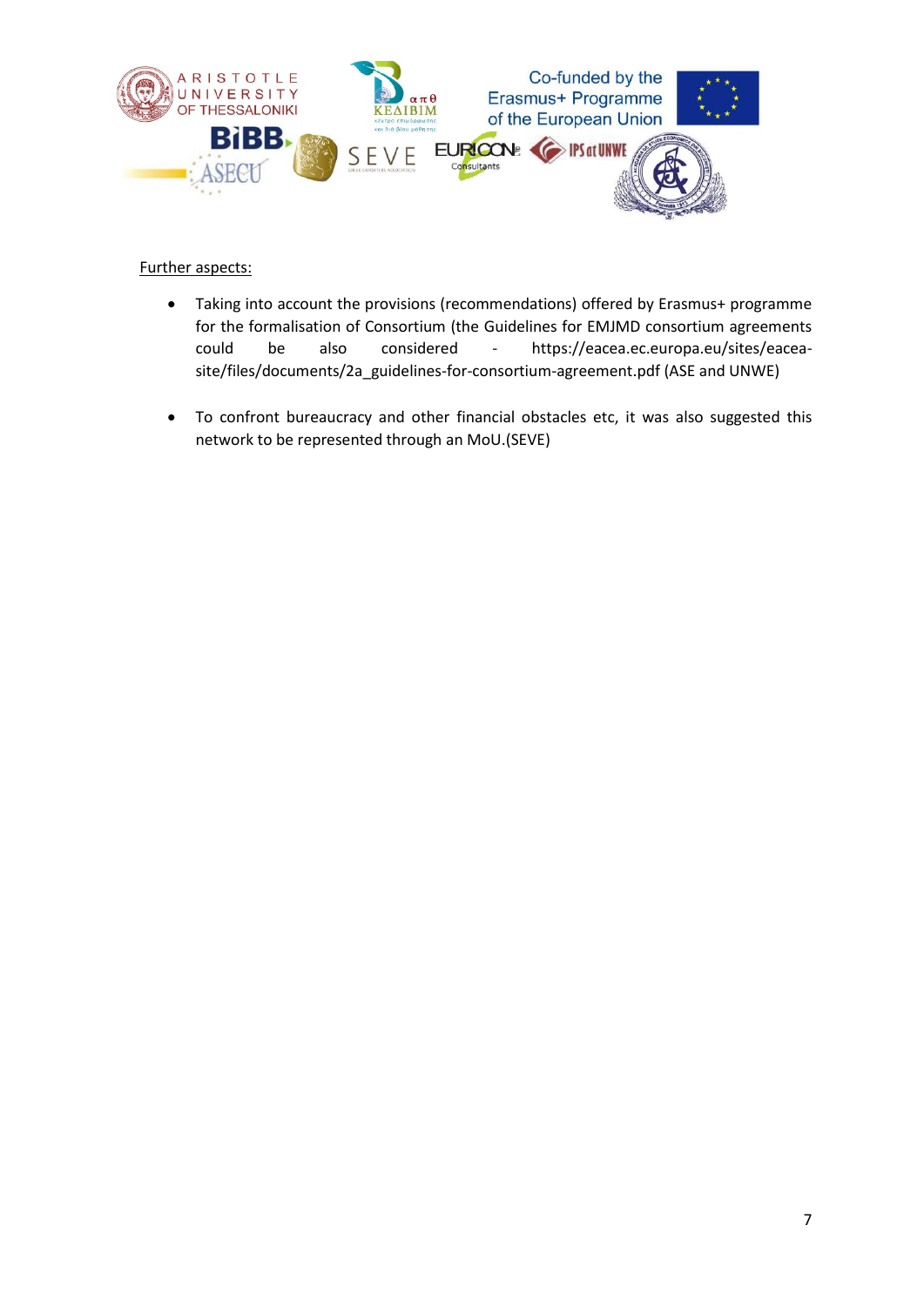Further aspects:

- Taking into account the provisions (recommendations) offered by Erasmus+ programme for the formalisation of Consortium (the Guidelines for EMJMD consortium agreements could be also considered - https://eacea.ec.europa.eu/sites/eacea-site/files/documents/2a_guidelines-for-consortium-agreement.pdf (ASE and UNWE)

- To confront bureaucracy and other financial obstacles etc, it was also suggested this network to be represented through an MoU.(SEVE)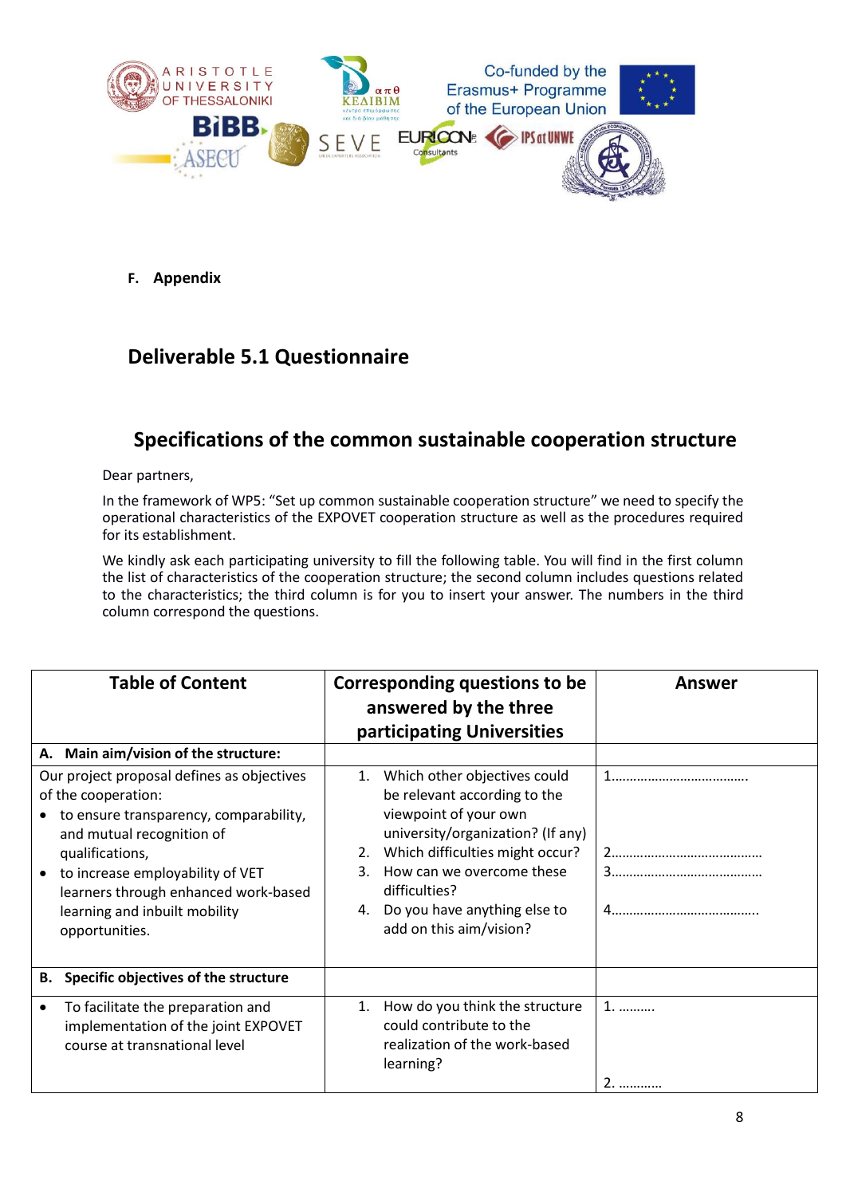**F. Appendix**

## Deliverable 5.1 Questionnaire

## Specifications of the common sustainable cooperation structure

Dear partners,

In the framework of WP5: "Set up common sustainable cooperation structure" we need to specify the operational characteristics of the EXPOVET cooperation structure as well as the procedures required for its establishment.

We kindly ask each participating university to fill the following table. You will find in the first column the list of characteristics of the cooperation structure; the second column includes questions related to the characteristics; the third column is for you to insert your answer. The numbers in the third column correspond the questions.

| Table of Content | Corresponding questions to be answered by the three participating Universities | Answer |
|---|---|---|
| **A. Main aim/vision of the structure:** | | |
| Our project proposal defines as objectives of the cooperation:<br>• to ensure transparency, comparability, and mutual recognition of qualifications,<br>• to increase employability of VET learners through enhanced work-based learning and inbuilt mobility opportunities. | 1. Which other objectives could be relevant according to the viewpoint of your own university/organization? (If any)<br>2. Which difficulties might occur?<br>3. How can we overcome these difficulties?<br>4. Do you have anything else to add on this aim/vision? | 1……………………………….<br>2……………………………………<br>3……………………………………<br>4………………………………….. |
| **B. Specific objectives of the structure** | | |
| • To facilitate the preparation and implementation of the joint EXPOVET course at transnational level | 1. How do you think the structure could contribute to the realization of the work-based learning? | 1. ……….<br>2. ………… |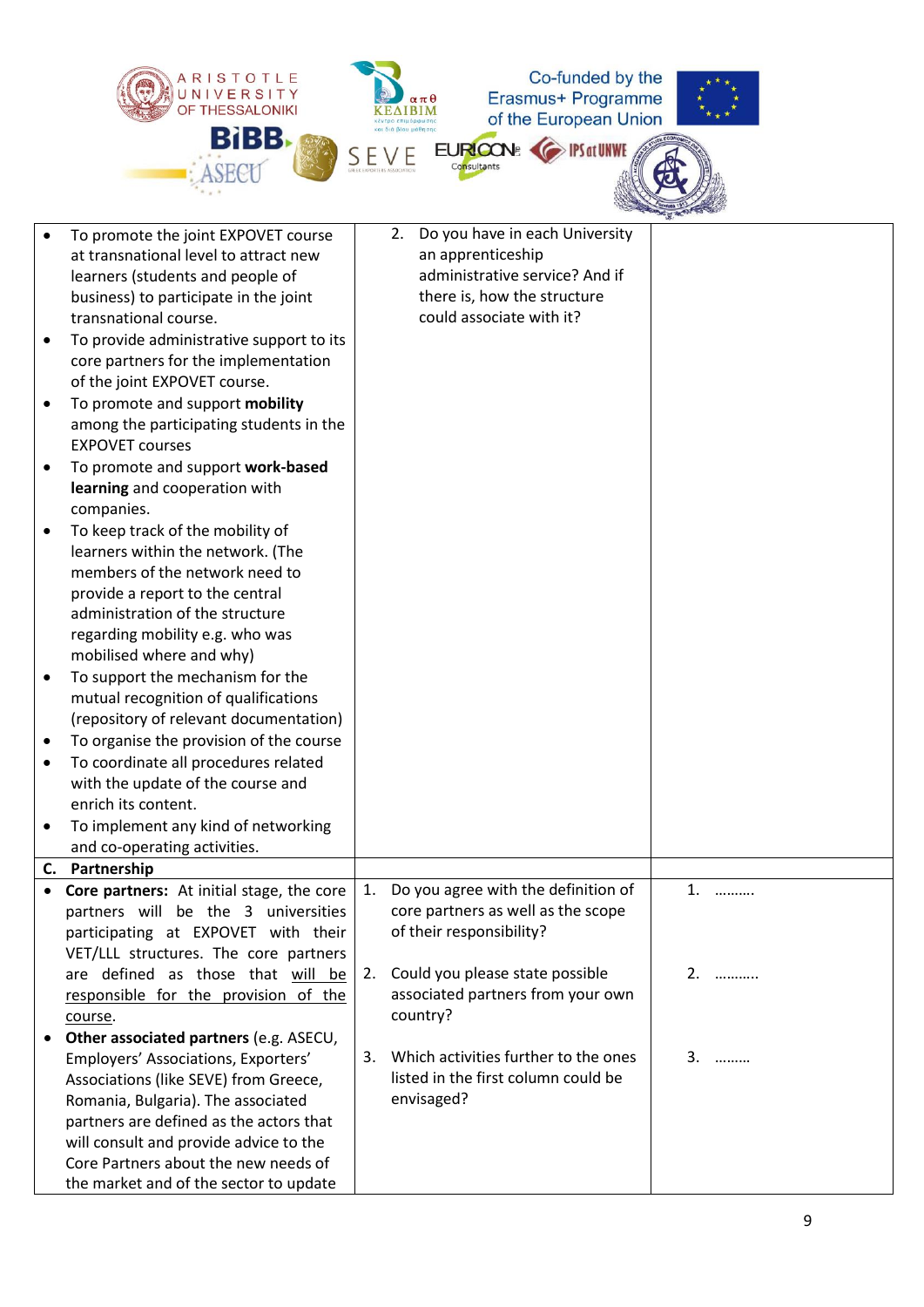| | | |
|---|---|---|
| • To promote the joint EXPOVET course at transnational level to attract new learners (students and people of business) to participate in the joint transnational course.<br>• To provide administrative support to its core partners for the implementation of the joint EXPOVET course.<br>• To promote and support **mobility** among the participating students in the EXPOVET courses<br>• To promote and support **work-based learning** and cooperation with companies.<br>• To keep track of the mobility of learners within the network. (The members of the network need to provide a report to the central administration of the structure regarding mobility e.g. who was mobilised where and why)<br>• To support the mechanism for the mutual recognition of qualifications (repository of relevant documentation)<br>• To organise the provision of the course<br>• To coordinate all procedures related with the update of the course and enrich its content.<br>• To implement any kind of networking and co-operating activities. | 2. Do you have in each University an apprenticeship administrative service? And if there is, how the structure could associate with it? | |
| **C. Partnership** | | |
| • **Core partners:** At initial stage, the core partners will be the 3 universities participating at EXPOVET with their VET/LLL structures. The core partners are defined as those that <u>will be responsible for the provision of the course</u>.<br>• **Other associated partners** (e.g. ASECU, Employers' Associations, Exporters' Associations (like SEVE) from Greece, Romania, Bulgaria). The associated partners are defined as the actors that will consult and provide advice to the Core Partners about the new needs of the market and of the sector to update | 1. Do you agree with the definition of core partners as well as the scope of their responsibility?<br><br>2. Could you please state possible associated partners from your own country?<br><br>3. Which activities further to the ones listed in the first column could be envisaged? | 1. ……….<br><br>2. ………..<br><br>3. ……… |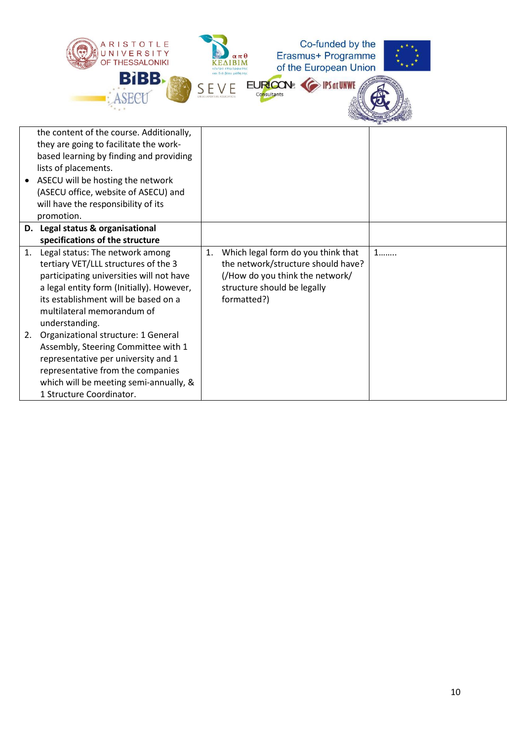| | | |
|---|---|---|
| the content of the course. Additionally, they are going to facilitate the work-based learning by finding and providing lists of placements.<br>• ASECU will be hosting the network (ASECU office, website of ASECU) and will have the responsibility of its promotion. | | |
| **D. Legal status & organisational specifications of the structure** | | |
| 1. Legal status: The network among tertiary VET/LLL structures of the 3 participating universities will not have a legal entity form (Initially). However, its establishment will be based on a multilateral memorandum of understanding.<br>2. Organizational structure: 1 General Assembly, Steering Committee with 1 representative per university and 1 representative from the companies which will be meeting semi-annually, & 1 Structure Coordinator. | 1. Which legal form do you think that the network/structure should have? (/How do you think the network/ structure should be legally formatted?) | 1…….. |